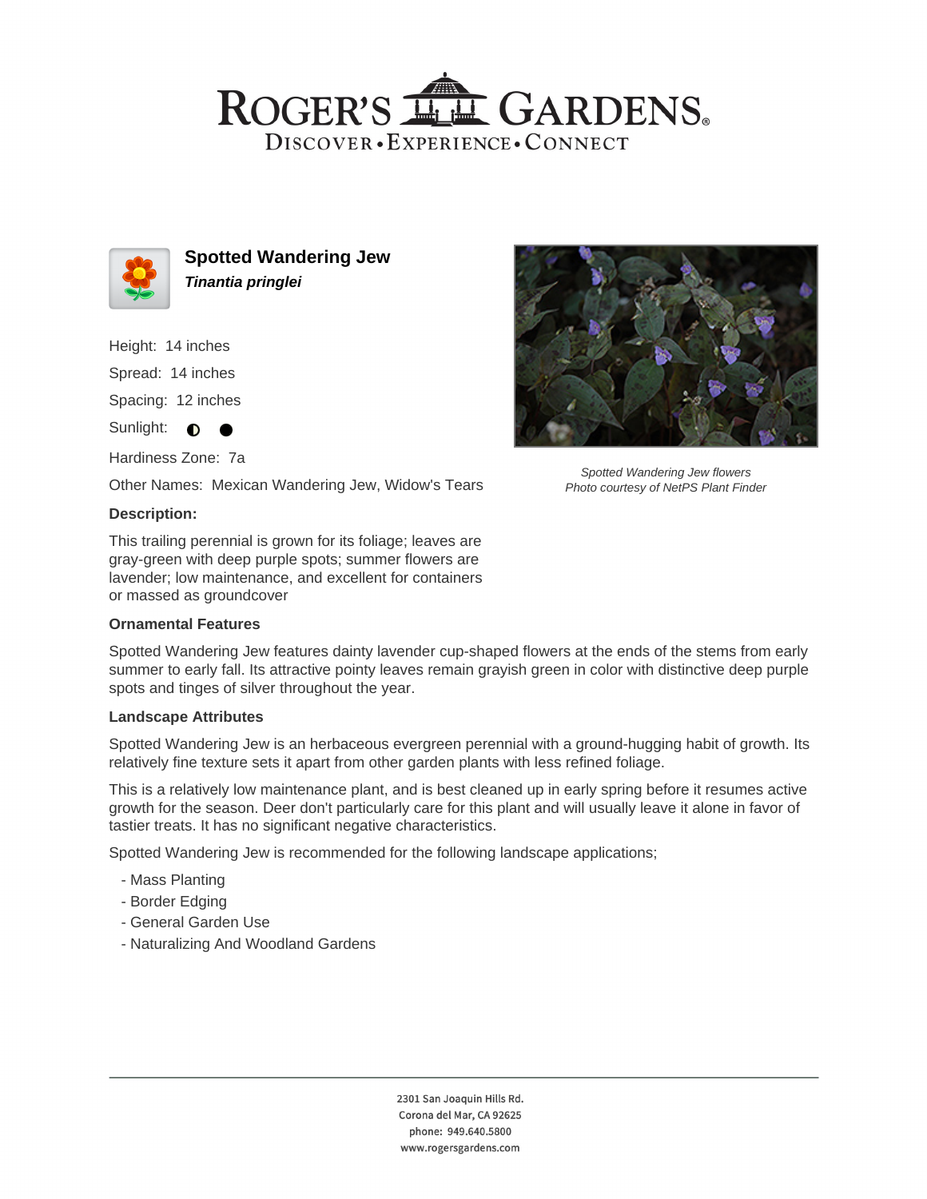# ROGER'S GARDENS

DISCOVER • EXPERIENCE • CONNECT

## Spotted Wandering Jew

***Tinantia pringlei***

Height: 14 inches

Spread: 14 inches

Spacing: 12 inches

Sunlight: ◐ ●

Hardiness Zone: 7a

Other Names: Mexican Wandering Jew, Widow's Tears

*Spotted Wandering Jew flowers*
*Photo courtesy of NetPS Plant Finder*

**Description:**

This trailing perennial is grown for its foliage; leaves are gray-green with deep purple spots; summer flowers are lavender; low maintenance, and excellent for containers or massed as groundcover

**Ornamental Features**

Spotted Wandering Jew features dainty lavender cup-shaped flowers at the ends of the stems from early summer to early fall. Its attractive pointy leaves remain grayish green in color with distinctive deep purple spots and tinges of silver throughout the year.

**Landscape Attributes**

Spotted Wandering Jew is an herbaceous evergreen perennial with a ground-hugging habit of growth. Its relatively fine texture sets it apart from other garden plants with less refined foliage.

This is a relatively low maintenance plant, and is best cleaned up in early spring before it resumes active growth for the season. Deer don't particularly care for this plant and will usually leave it alone in favor of tastier treats. It has no significant negative characteristics.

Spotted Wandering Jew is recommended for the following landscape applications;

- Mass Planting
- Border Edging
- General Garden Use
- Naturalizing And Woodland Gardens

2301 San Joaquin Hills Rd.
Corona del Mar, CA 92625
phone: 949.640.5800
www.rogersgardens.com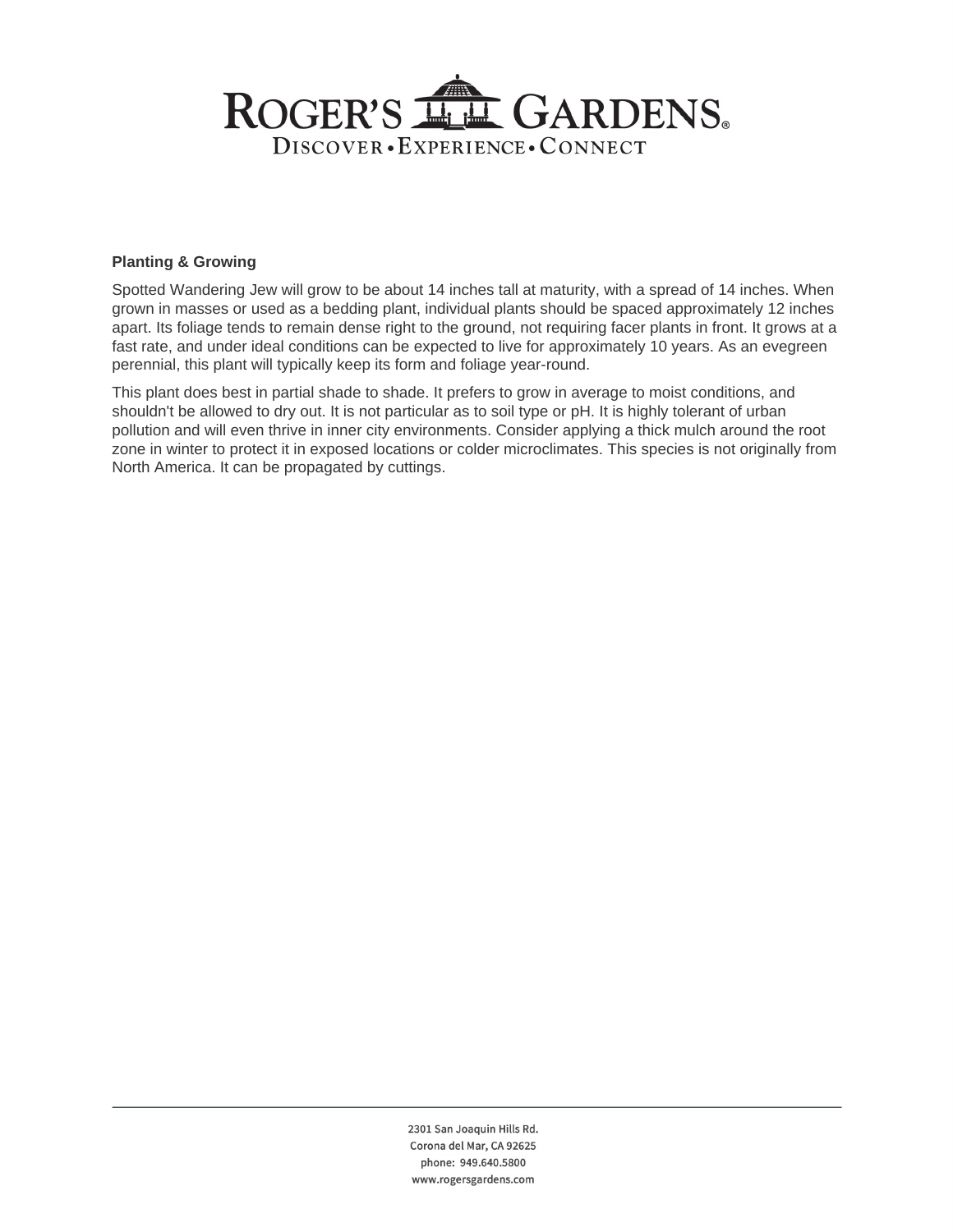**Planting & Growing**

Spotted Wandering Jew will grow to be about 14 inches tall at maturity, with a spread of 14 inches. When grown in masses or used as a bedding plant, individual plants should be spaced approximately 12 inches apart. Its foliage tends to remain dense right to the ground, not requiring facer plants in front. It grows at a fast rate, and under ideal conditions can be expected to live for approximately 10 years. As an evegreen perennial, this plant will typically keep its form and foliage year-round.

This plant does best in partial shade to shade. It prefers to grow in average to moist conditions, and shouldn't be allowed to dry out. It is not particular as to soil type or pH. It is highly tolerant of urban pollution and will even thrive in inner city environments. Consider applying a thick mulch around the root zone in winter to protect it in exposed locations or colder microclimates. This species is not originally from North America. It can be propagated by cuttings.